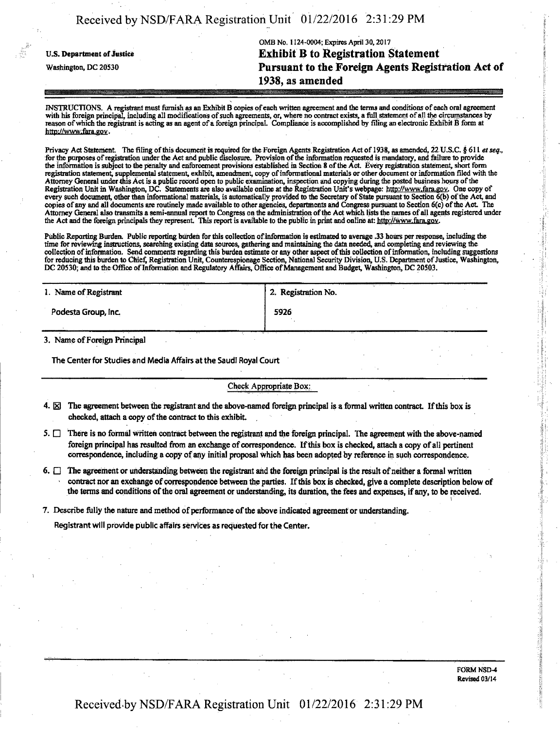U.S. Department of Justice

Washington, DC 20530

OMB No. 1124-0004; Expires April 30, 2017

# Exhibit B to Registration Statement Pursuant to the Foreign Agents Registration Act of 1938, as amended

INSTRUCTIONS. A registrant must furnish as an Exhibit B copies of each written agreement and the terms and conditions of each oral agreement with his foreign principal, including all modifications of such agreements, or, where no contract exists, a full statement of all the circumstances by reason of which the registrant is acting as an agent of a foreign principal. Compliance is accomplished by filing an electronic Exhibit B form at http://www.fara.gov.

Privacy Act Statement. The filing of this document is required for the Foreign Agents Registration Act of 1938, as amended, 22 U.S.C. § 611 *et seq.*, for the purposes of registration under the Act and public disclosure. Provision of the information requested is mandatory, and failure to provide the information is subject to the penalty and enforcement provisions established in Section 8 of the Act. Every registration statement, short form registration statement, supplemental statement, exhibit, amendment, copy of informational materials or other document or information filed with the Attorney General under this Act is a public record open to public examination, inspection and copying during the posted business hours of the Registration Unit in Washington, DC. Statements are also available online at the Registration Unit's webpage: http://www.fara.gov. One copy of every such document, other than informational materials, is automatically provided to the Secretary of State pursuant to Section 6(b) of the Act, and copies of any and all documents are routinely made available to other agencies, departments and Congress pursuant to Section 6(c) of the Act. The Attorney General also transmits a semi-annual report to Congress on the administration of the Act which lists the names of all agents registered under the Act and the foreign principals they represent. This report is available to the public in print and online at: http://www.fara.gov.

Public Reporting Burden. Public reporting burden for this collection of information is estimated to average .33 hours per response, including the time for reviewing instructions, searching existing data sources, gathering and maintaining the data needed, and completing and reviewing the collection of information. Send comments regarding this burden estimate or any other aspect of this collection of information, including suggestions for reducing this burden to Chief, Registration Unit, Counterespionage Section, National Security Division, U.S. Department of Justice, Washington, DC 20530; and to the Office of Information and Regulatory Affairs, Office of Management and Budget, Washington, DC 20503.

| 1. Name of Registrant | 2. Registration No. |
| --- | --- |
| Podesta Group, Inc. | 5926 |

3. Name of Foreign Principal

The Center for Studies and Media Affairs at the Saudi Royal Court

Check Appropriate Box:

4. ☒ The agreement between the registrant and the above-named foreign principal is a formal written contract. If this box is checked, attach a copy of the contract to this exhibit.

5. ☐ There is no formal written contract between the registrant and the foreign principal. The agreement with the above-named foreign principal has resulted from an exchange of correspondence. If this box is checked, attach a copy of all pertinent correspondence, including a copy of any initial proposal which has been adopted by reference in such correspondence.

6. ☐ The agreement or understanding between the registrant and the foreign principal is the result of neither a formal written contract nor an exchange of correspondence between the parties. If this box is checked, give a complete description below of the terms and conditions of the oral agreement or understanding, its duration, the fees and expenses, if any, to be received.

7. Describe fully the nature and method of performance of the above indicated agreement or understanding.

Registrant will provide public affairs services as requested for the Center.

FORM NSD-4
Revised 03/14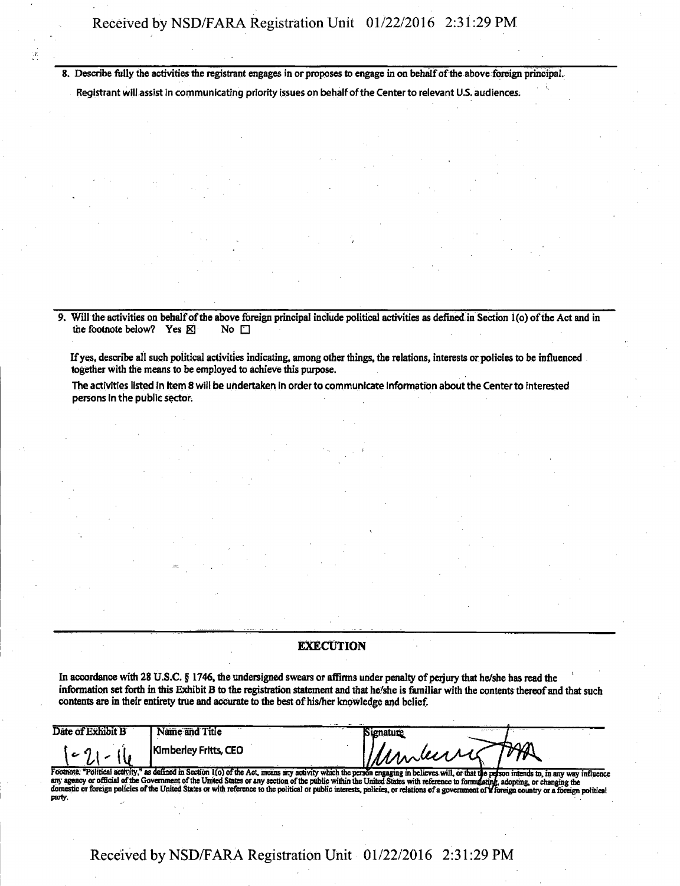8. Describe fully the activities the registrant engages in or proposes to engage in on behalf of the above foreign principal.

Registrant will assist in communicating priority issues on behalf of the Center to relevant U.S. audiences.

9. Will the activities on behalf of the above foreign principal include political activities as defined in Section 1(o) of the Act and in the footnote below? Yes ☒ No ☐

If yes, describe all such political activities indicating, among other things, the relations, interests or policies to be influenced together with the means to be employed to achieve this purpose.

The activities listed in Item 8 will be undertaken in order to communicate information about the Center to interested persons in the public sector.

## EXECUTION

In accordance with 28 U.S.C. § 1746, the undersigned swears or affirms under penalty of perjury that he/she has read the information set forth in this Exhibit B to the registration statement and that he/she is familiar with the contents thereof and that such contents are in their entirety true and accurate to the best of his/her knowledge and belief.

| Date of Exhibit B | Name and Title | Signature |
|---|---|---|
| 1-21-16 | Kimberley Fritts, CEO | Kimberley Fritts |

Footnote: "Political activity," as defined in Section 1(o) of the Act, means any activity which the person engaging in believes will, or that the person intends to, in any way influence any agency or official of the Government of the United States or any section of the public within the United States with reference to formulating, adopting, or changing the domestic or foreign policies of the United States or with reference to the political or public interests, policies, or relations of a government of a foreign country or a foreign political party.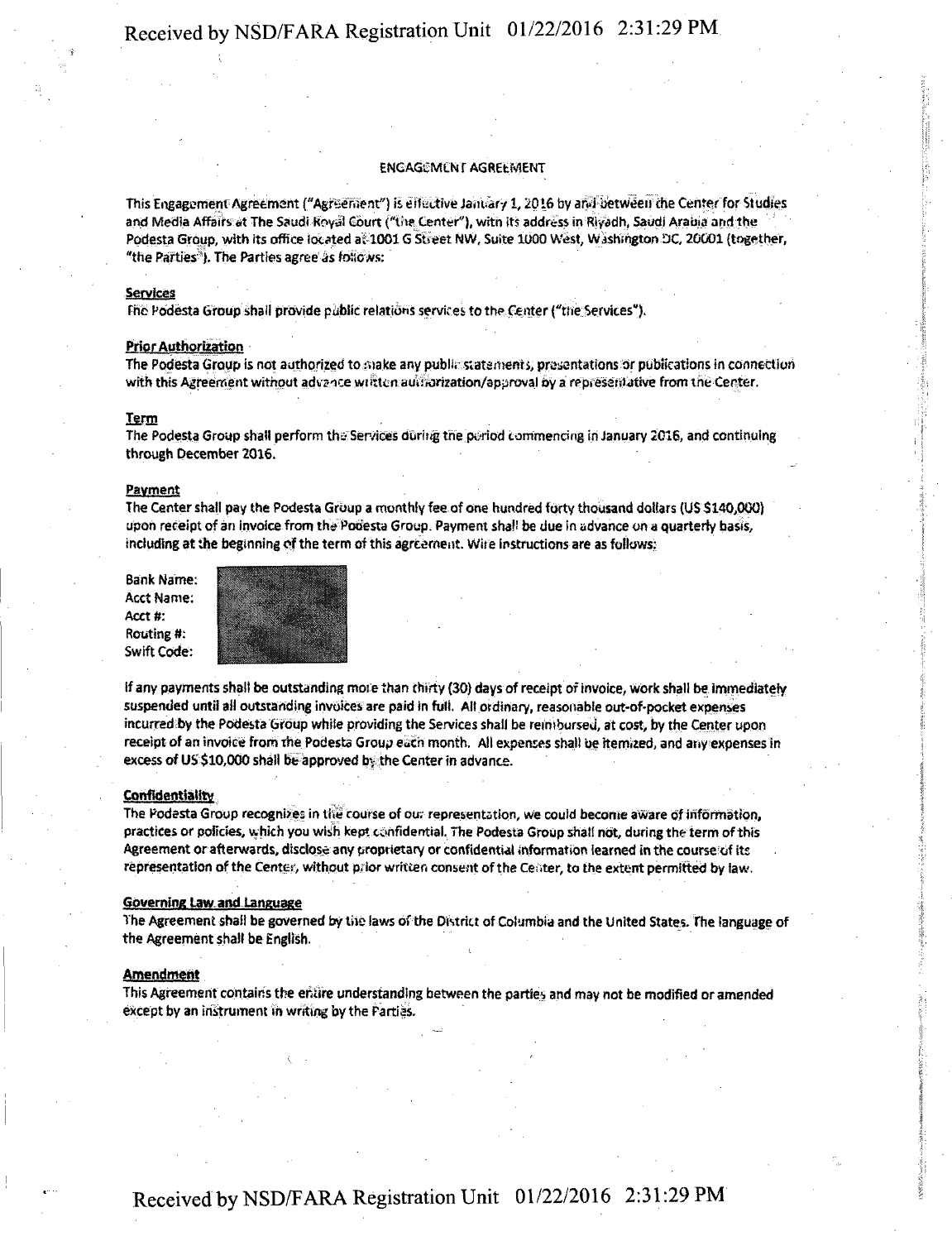# ENGAGEMENT AGREEMENT

This Engagement Agreement ("Agreement") is effective January 1, 2016 by and between the Center for Studies and Media Affairs at The Saudi Royal Court ("the Center"), with its address in Riyadh, Saudi Arabia and the Podesta Group, with its office located at 1001 G Street NW, Suite 1000 West, Washington DC, 20001 (together, "the Parties"). The Parties agree as follows:

**Services**

The Podesta Group shall provide public relations services to the Center ("the Services").

**Prior Authorization**

The Podesta Group is not authorized to make any public statements, presentations or publications in connection with this Agreement without advance written authorization/approval by a representative from the Center.

**Term**

The Podesta Group shall perform the Services during the period commencing in January 2016, and continuing through December 2016.

**Payment**

The Center shall pay the Podesta Group a monthly fee of one hundred forty thousand dollars (US $140,000) upon receipt of an invoice from the Podesta Group. Payment shall be due in advance on a quarterly basis, including at the beginning of the term of this agreement. Wire instructions are as follows:

Bank Name:
Acct Name:
Acct #:
Routing #:
Swift Code:

If any payments shall be outstanding more than thirty (30) days of receipt of invoice, work shall be immediately suspended until all outstanding invoices are paid in full. All ordinary, reasonable out-of-pocket expenses incurred by the Podesta Group while providing the Services shall be reimbursed, at cost, by the Center upon receipt of an invoice from the Podesta Group each month. All expenses shall be itemized, and any expenses in excess of US $10,000 shall be approved by the Center in advance.

**Confidentiality**

The Podesta Group recognizes in the course of our representation, we could become aware of information, practices or policies, which you wish kept confidential. The Podesta Group shall not, during the term of this Agreement or afterwards, disclose any proprietary or confidential information learned in the course of its representation of the Center, without prior written consent of the Center, to the extent permitted by law.

**Governing Law and Language**

The Agreement shall be governed by the laws of the District of Columbia and the United States. The language of the Agreement shall be English.

**Amendment**

This Agreement contains the entire understanding between the parties and may not be modified or amended except by an instrument in writing by the Parties.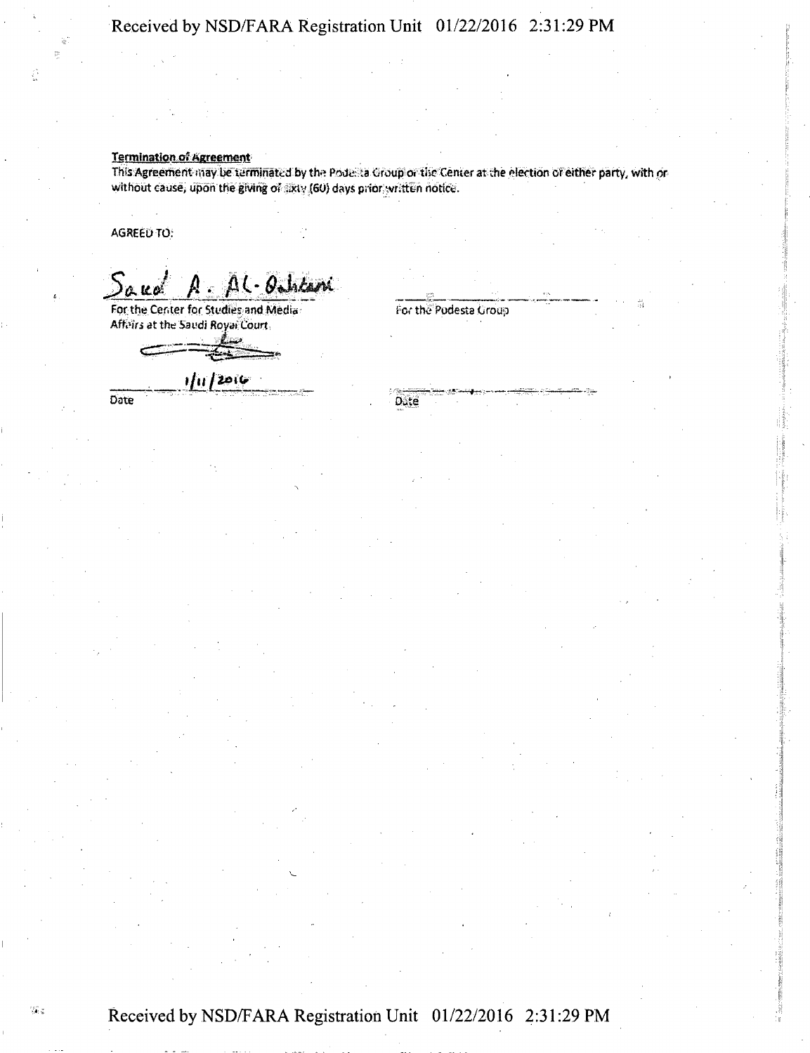**Termination of Agreement**

This Agreement may be terminated by the Podesta Group or the Center at the election of either party, with or without cause, upon the giving of sixty (60) days prior written notice.

AGREED TO:

Saud A. Al-Qahtani

For the Center for Studies and Media Affairs at the Saudi Royal Court

1/11/2016

Date

For the Podesta Group

Date